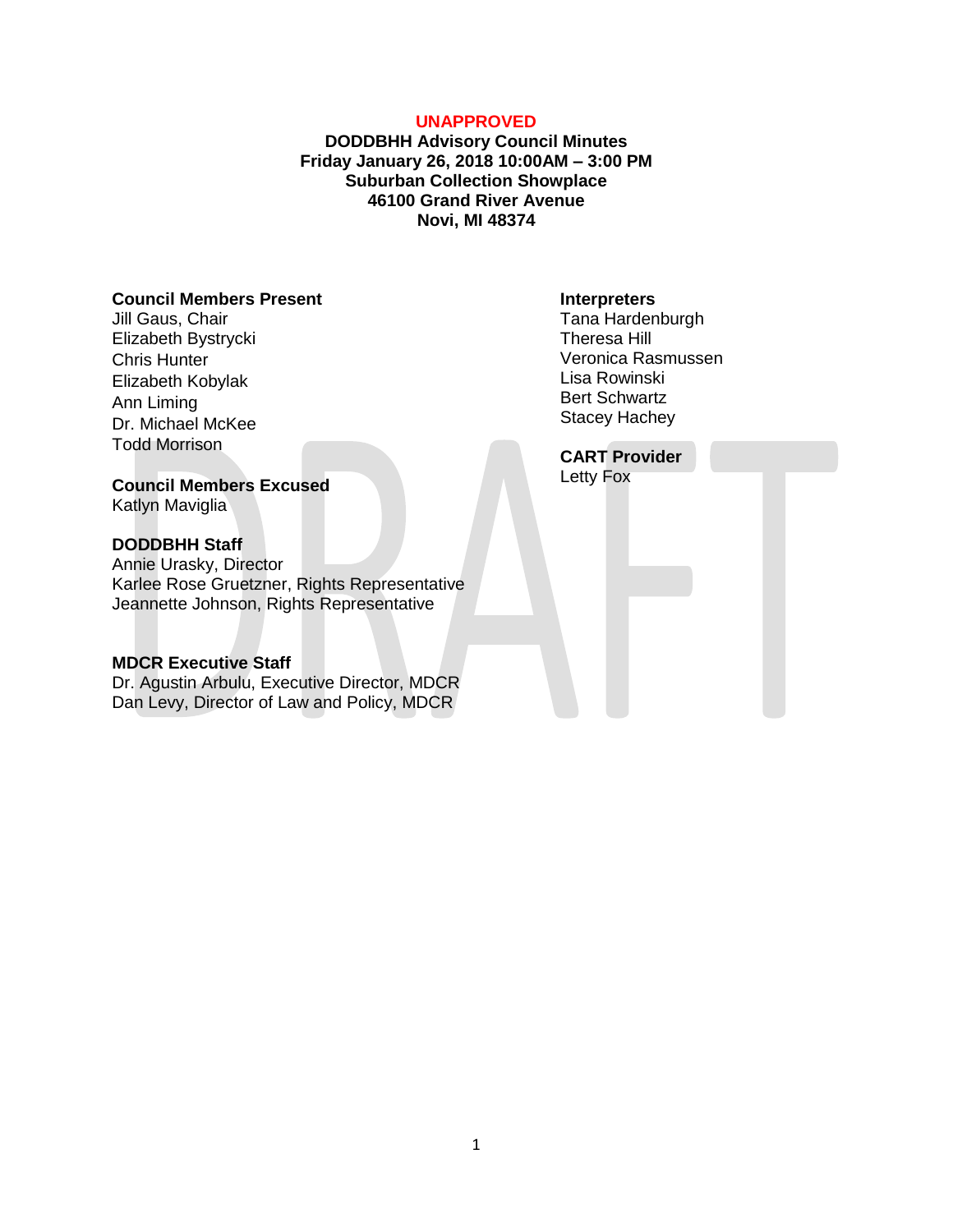**UNAPPROVED**

**DODDBHH Advisory Council Minutes**
**Friday January 26, 2018 10:00AM – 3:00 PM**
**Suburban Collection Showplace**
**46100 Grand River Avenue**
**Novi, MI 48374**

**Council Members Present**
Jill Gaus, Chair
Elizabeth Bystrycki
Chris Hunter
Elizabeth Kobylak
Ann Liming
Dr. Michael McKee
Todd Morrison

**Council Members Excused**
Katlyn Maviglia

**DODDBHH Staff**
Annie Urasky, Director
Karlee Rose Gruetzner, Rights Representative
Jeannette Johnson, Rights Representative

**MDCR Executive Staff**
Dr. Agustin Arbulu, Executive Director, MDCR
Dan Levy, Director of Law and Policy, MDCR

**Interpreters**
Tana Hardenburgh
Theresa Hill
Veronica Rasmussen
Lisa Rowinski
Bert Schwartz
Stacey Hachey

**CART Provider**
Letty Fox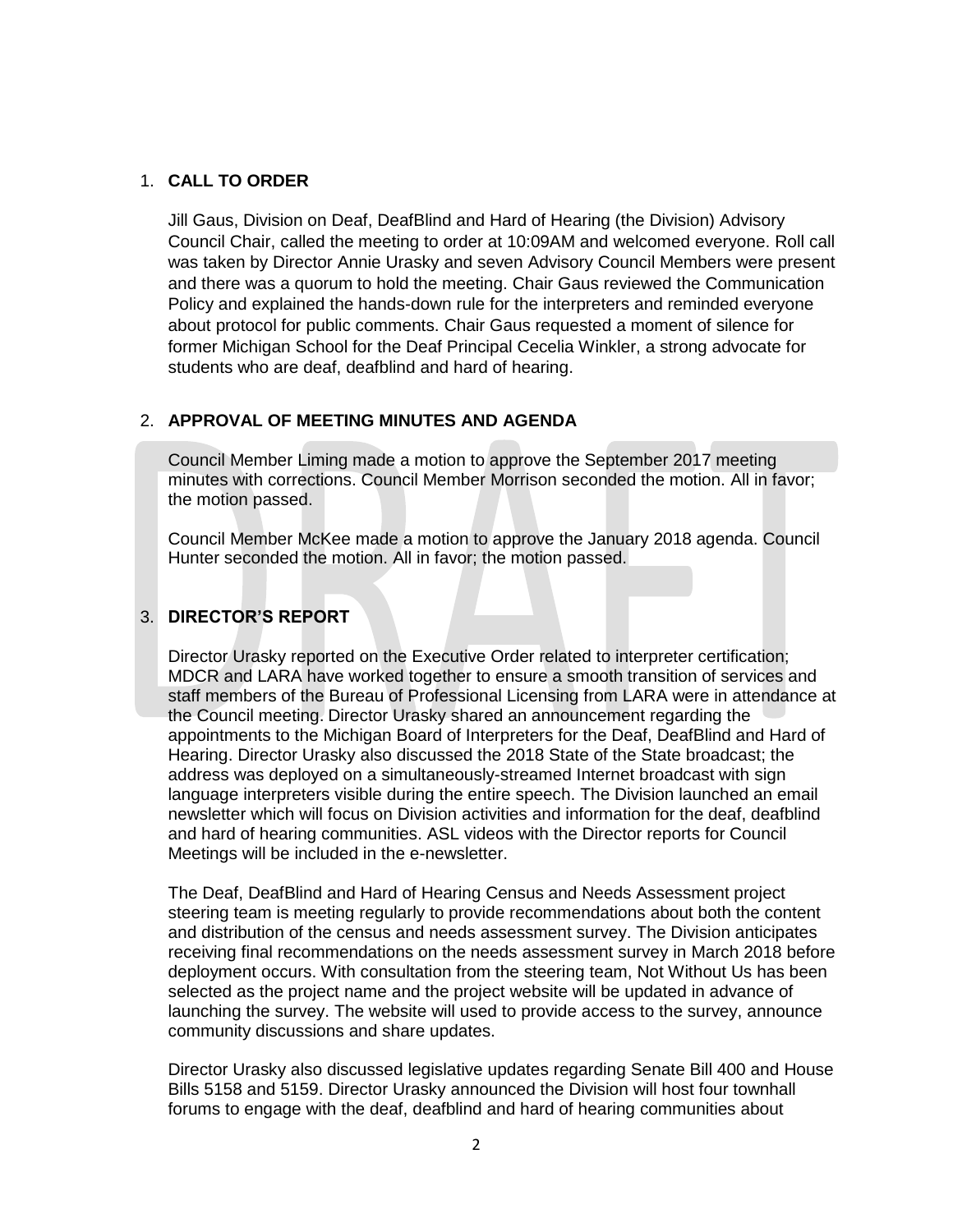## 1. CALL TO ORDER

Jill Gaus, Division on Deaf, DeafBlind and Hard of Hearing (the Division) Advisory Council Chair, called the meeting to order at 10:09AM and welcomed everyone. Roll call was taken by Director Annie Urasky and seven Advisory Council Members were present and there was a quorum to hold the meeting. Chair Gaus reviewed the Communication Policy and explained the hands-down rule for the interpreters and reminded everyone about protocol for public comments. Chair Gaus requested a moment of silence for former Michigan School for the Deaf Principal Cecelia Winkler, a strong advocate for students who are deaf, deafblind and hard of hearing.

## 2. APPROVAL OF MEETING MINUTES AND AGENDA

Council Member Liming made a motion to approve the September 2017 meeting minutes with corrections. Council Member Morrison seconded the motion. All in favor; the motion passed.

Council Member McKee made a motion to approve the January 2018 agenda. Council Hunter seconded the motion. All in favor; the motion passed.

## 3. DIRECTOR'S REPORT

Director Urasky reported on the Executive Order related to interpreter certification; MDCR and LARA have worked together to ensure a smooth transition of services and staff members of the Bureau of Professional Licensing from LARA were in attendance at the Council meeting. Director Urasky shared an announcement regarding the appointments to the Michigan Board of Interpreters for the Deaf, DeafBlind and Hard of Hearing. Director Urasky also discussed the 2018 State of the State broadcast; the address was deployed on a simultaneously-streamed Internet broadcast with sign language interpreters visible during the entire speech. The Division launched an email newsletter which will focus on Division activities and information for the deaf, deafblind and hard of hearing communities. ASL videos with the Director reports for Council Meetings will be included in the e-newsletter.

The Deaf, DeafBlind and Hard of Hearing Census and Needs Assessment project steering team is meeting regularly to provide recommendations about both the content and distribution of the census and needs assessment survey. The Division anticipates receiving final recommendations on the needs assessment survey in March 2018 before deployment occurs. With consultation from the steering team, Not Without Us has been selected as the project name and the project website will be updated in advance of launching the survey. The website will used to provide access to the survey, announce community discussions and share updates.

Director Urasky also discussed legislative updates regarding Senate Bill 400 and House Bills 5158 and 5159. Director Urasky announced the Division will host four townhall forums to engage with the deaf, deafblind and hard of hearing communities about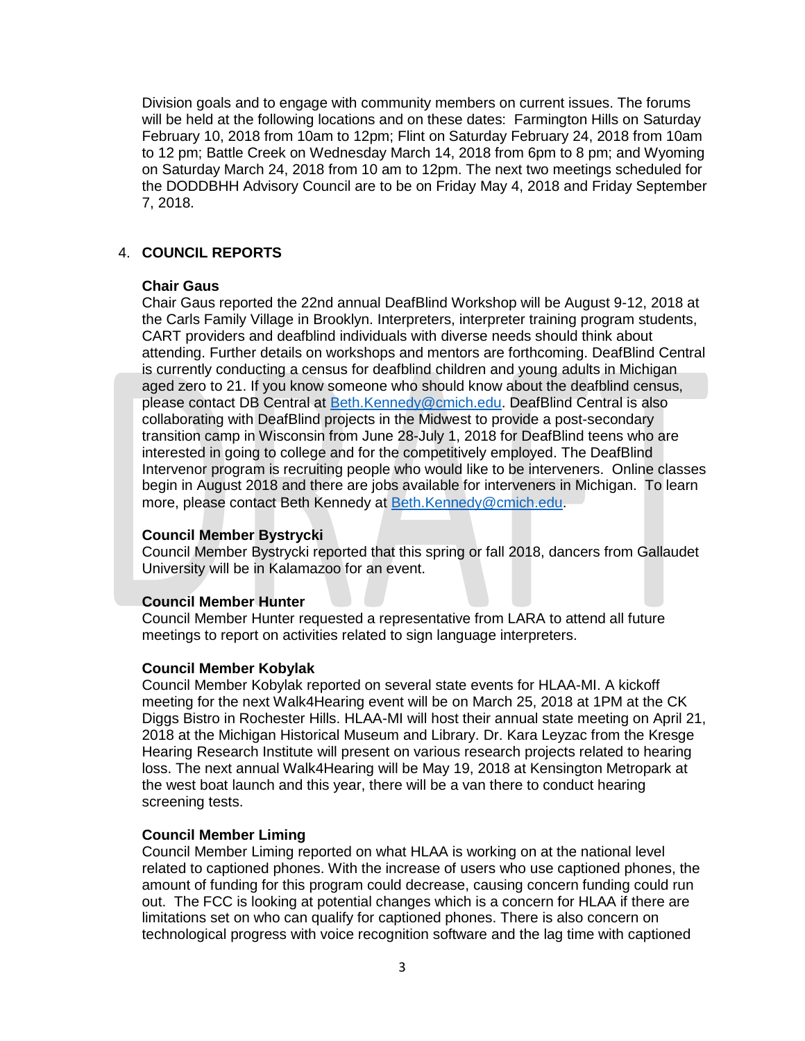Division goals and to engage with community members on current issues. The forums will be held at the following locations and on these dates: Farmington Hills on Saturday February 10, 2018 from 10am to 12pm; Flint on Saturday February 24, 2018 from 10am to 12 pm; Battle Creek on Wednesday March 14, 2018 from 6pm to 8 pm; and Wyoming on Saturday March 24, 2018 from 10 am to 12pm. The next two meetings scheduled for the DODDBHH Advisory Council are to be on Friday May 4, 2018 and Friday September 7, 2018.

4. **COUNCIL REPORTS**

**Chair Gaus**
Chair Gaus reported the 22nd annual DeafBlind Workshop will be August 9-12, 2018 at the Carls Family Village in Brooklyn. Interpreters, interpreter training program students, CART providers and deafblind individuals with diverse needs should think about attending. Further details on workshops and mentors are forthcoming. DeafBlind Central is currently conducting a census for deafblind children and young adults in Michigan aged zero to 21. If you know someone who should know about the deafblind census, please contact DB Central at Beth.Kennedy@cmich.edu. DeafBlind Central is also collaborating with DeafBlind projects in the Midwest to provide a post-secondary transition camp in Wisconsin from June 28-July 1, 2018 for DeafBlind teens who are interested in going to college and for the competitively employed. The DeafBlind Intervenor program is recruiting people who would like to be interveners. Online classes begin in August 2018 and there are jobs available for interveners in Michigan. To learn more, please contact Beth Kennedy at Beth.Kennedy@cmich.edu.

**Council Member Bystrycki**
Council Member Bystrycki reported that this spring or fall 2018, dancers from Gallaudet University will be in Kalamazoo for an event.

**Council Member Hunter**
Council Member Hunter requested a representative from LARA to attend all future meetings to report on activities related to sign language interpreters.

**Council Member Kobylak**
Council Member Kobylak reported on several state events for HLAA-MI. A kickoff meeting for the next Walk4Hearing event will be on March 25, 2018 at 1PM at the CK Diggs Bistro in Rochester Hills. HLAA-MI will host their annual state meeting on April 21, 2018 at the Michigan Historical Museum and Library. Dr. Kara Leyzac from the Kresge Hearing Research Institute will present on various research projects related to hearing loss. The next annual Walk4Hearing will be May 19, 2018 at Kensington Metropark at the west boat launch and this year, there will be a van there to conduct hearing screening tests.

**Council Member Liming**
Council Member Liming reported on what HLAA is working on at the national level related to captioned phones. With the increase of users who use captioned phones, the amount of funding for this program could decrease, causing concern funding could run out. The FCC is looking at potential changes which is a concern for HLAA if there are limitations set on who can qualify for captioned phones. There is also concern on technological progress with voice recognition software and the lag time with captioned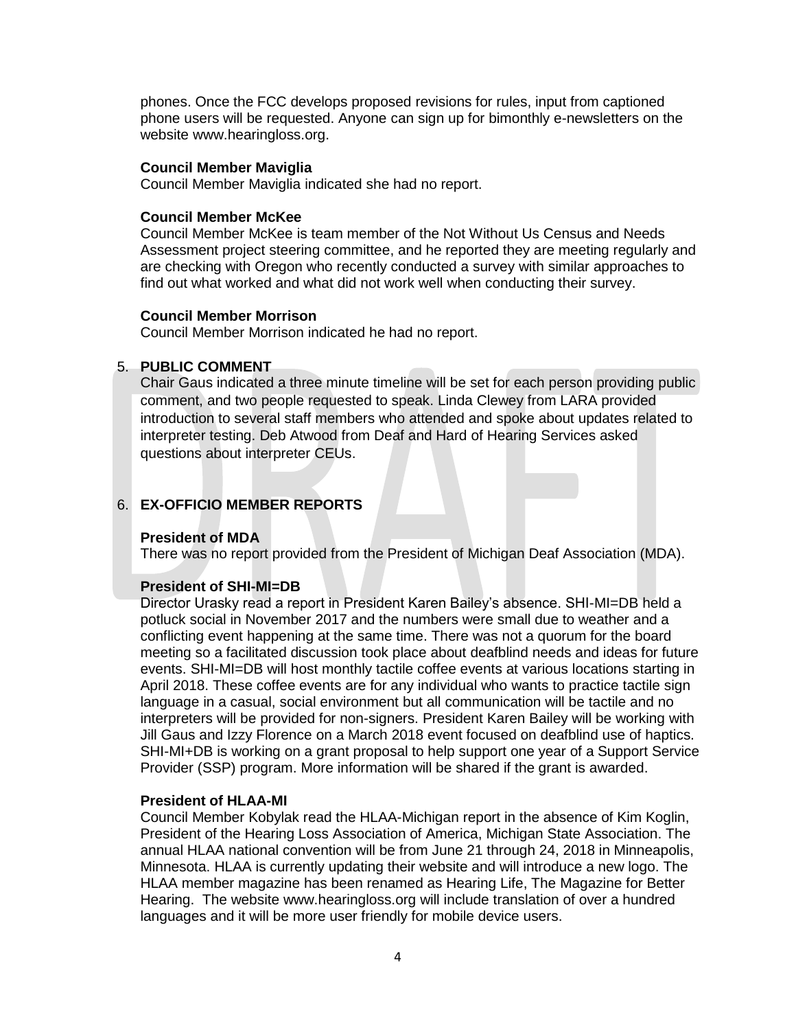phones. Once the FCC develops proposed revisions for rules, input from captioned phone users will be requested. Anyone can sign up for bimonthly e-newsletters on the website www.hearingloss.org.

**Council Member Maviglia**
Council Member Maviglia indicated she had no report.

**Council Member McKee**
Council Member McKee is team member of the Not Without Us Census and Needs Assessment project steering committee, and he reported they are meeting regularly and are checking with Oregon who recently conducted a survey with similar approaches to find out what worked and what did not work well when conducting their survey.

**Council Member Morrison**
Council Member Morrison indicated he had no report.

5. **PUBLIC COMMENT**
Chair Gaus indicated a three minute timeline will be set for each person providing public comment, and two people requested to speak. Linda Clewey from LARA provided introduction to several staff members who attended and spoke about updates related to interpreter testing. Deb Atwood from Deaf and Hard of Hearing Services asked questions about interpreter CEUs.

6. **EX-OFFICIO MEMBER REPORTS**

**President of MDA**
There was no report provided from the President of Michigan Deaf Association (MDA).

**President of SHI-MI=DB**
Director Urasky read a report in President Karen Bailey's absence. SHI-MI=DB held a potluck social in November 2017 and the numbers were small due to weather and a conflicting event happening at the same time. There was not a quorum for the board meeting so a facilitated discussion took place about deafblind needs and ideas for future events. SHI-MI=DB will host monthly tactile coffee events at various locations starting in April 2018. These coffee events are for any individual who wants to practice tactile sign language in a casual, social environment but all communication will be tactile and no interpreters will be provided for non-signers. President Karen Bailey will be working with Jill Gaus and Izzy Florence on a March 2018 event focused on deafblind use of haptics. SHI-MI+DB is working on a grant proposal to help support one year of a Support Service Provider (SSP) program. More information will be shared if the grant is awarded.

**President of HLAA-MI**
Council Member Kobylak read the HLAA-Michigan report in the absence of Kim Koglin, President of the Hearing Loss Association of America, Michigan State Association. The annual HLAA national convention will be from June 21 through 24, 2018 in Minneapolis, Minnesota. HLAA is currently updating their website and will introduce a new logo. The HLAA member magazine has been renamed as Hearing Life, The Magazine for Better Hearing. The website www.hearingloss.org will include translation of over a hundred languages and it will be more user friendly for mobile device users.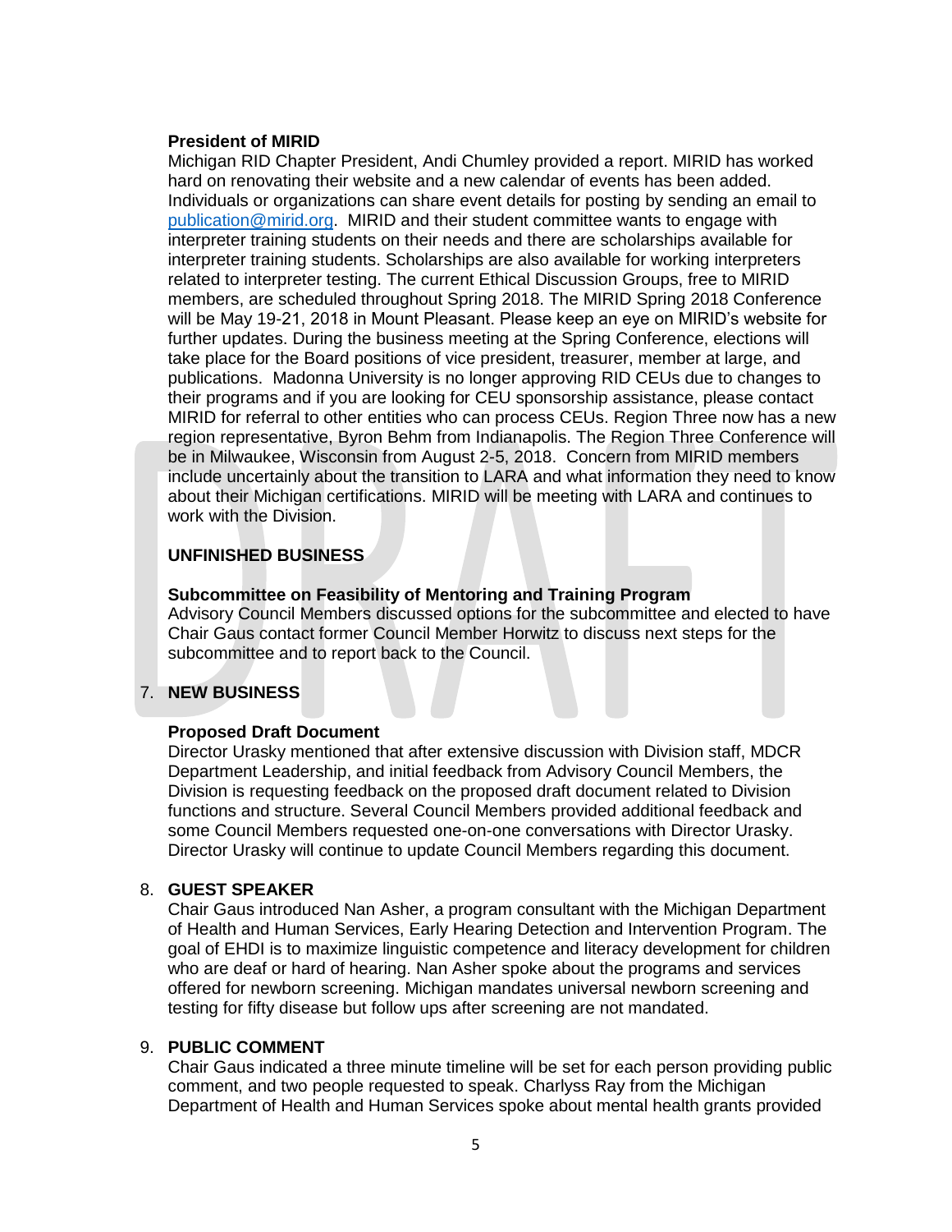**President of MIRID**

Michigan RID Chapter President, Andi Chumley provided a report. MIRID has worked hard on renovating their website and a new calendar of events has been added. Individuals or organizations can share event details for posting by sending an email to publication@mirid.org. MIRID and their student committee wants to engage with interpreter training students on their needs and there are scholarships available for interpreter training students. Scholarships are also available for working interpreters related to interpreter testing. The current Ethical Discussion Groups, free to MIRID members, are scheduled throughout Spring 2018. The MIRID Spring 2018 Conference will be May 19-21, 2018 in Mount Pleasant. Please keep an eye on MIRID's website for further updates. During the business meeting at the Spring Conference, elections will take place for the Board positions of vice president, treasurer, member at large, and publications. Madonna University is no longer approving RID CEUs due to changes to their programs and if you are looking for CEU sponsorship assistance, please contact MIRID for referral to other entities who can process CEUs. Region Three now has a new region representative, Byron Behm from Indianapolis. The Region Three Conference will be in Milwaukee, Wisconsin from August 2-5, 2018. Concern from MIRID members include uncertainly about the transition to LARA and what information they need to know about their Michigan certifications. MIRID will be meeting with LARA and continues to work with the Division.

**UNFINISHED BUSINESS**

**Subcommittee on Feasibility of Mentoring and Training Program**

Advisory Council Members discussed options for the subcommittee and elected to have Chair Gaus contact former Council Member Horwitz to discuss next steps for the subcommittee and to report back to the Council.

7. **NEW BUSINESS**

**Proposed Draft Document**

Director Urasky mentioned that after extensive discussion with Division staff, MDCR Department Leadership, and initial feedback from Advisory Council Members, the Division is requesting feedback on the proposed draft document related to Division functions and structure. Several Council Members provided additional feedback and some Council Members requested one-on-one conversations with Director Urasky. Director Urasky will continue to update Council Members regarding this document.

8. **GUEST SPEAKER**

Chair Gaus introduced Nan Asher, a program consultant with the Michigan Department of Health and Human Services, Early Hearing Detection and Intervention Program. The goal of EHDI is to maximize linguistic competence and literacy development for children who are deaf or hard of hearing. Nan Asher spoke about the programs and services offered for newborn screening. Michigan mandates universal newborn screening and testing for fifty disease but follow ups after screening are not mandated.

9. **PUBLIC COMMENT**

Chair Gaus indicated a three minute timeline will be set for each person providing public comment, and two people requested to speak. Charlyss Ray from the Michigan Department of Health and Human Services spoke about mental health grants provided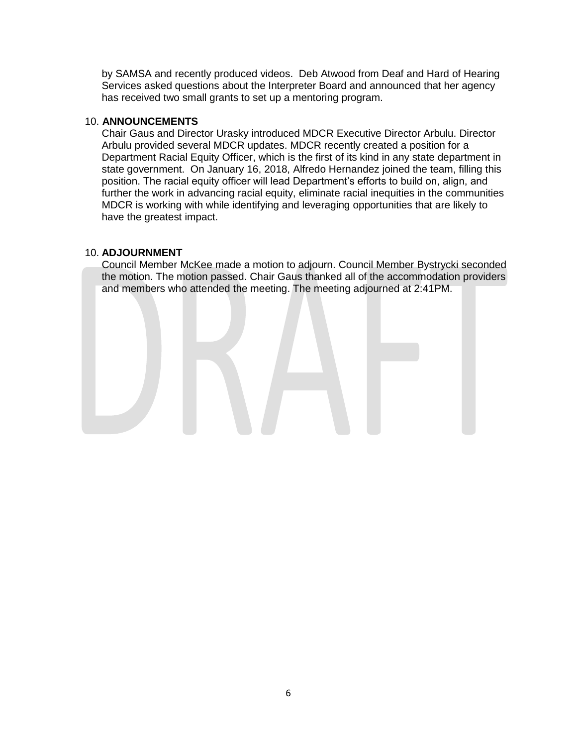by SAMSA and recently produced videos. Deb Atwood from Deaf and Hard of Hearing Services asked questions about the Interpreter Board and announced that her agency has received two small grants to set up a mentoring program.

10. **ANNOUNCEMENTS**

Chair Gaus and Director Urasky introduced MDCR Executive Director Arbulu. Director Arbulu provided several MDCR updates. MDCR recently created a position for a Department Racial Equity Officer, which is the first of its kind in any state department in state government. On January 16, 2018, Alfredo Hernandez joined the team, filling this position. The racial equity officer will lead Department's efforts to build on, align, and further the work in advancing racial equity, eliminate racial inequities in the communities MDCR is working with while identifying and leveraging opportunities that are likely to have the greatest impact.

10. **ADJOURNMENT**

Council Member McKee made a motion to adjourn. Council Member Bystrycki seconded the motion. The motion passed. Chair Gaus thanked all of the accommodation providers and members who attended the meeting. The meeting adjourned at 2:41PM.